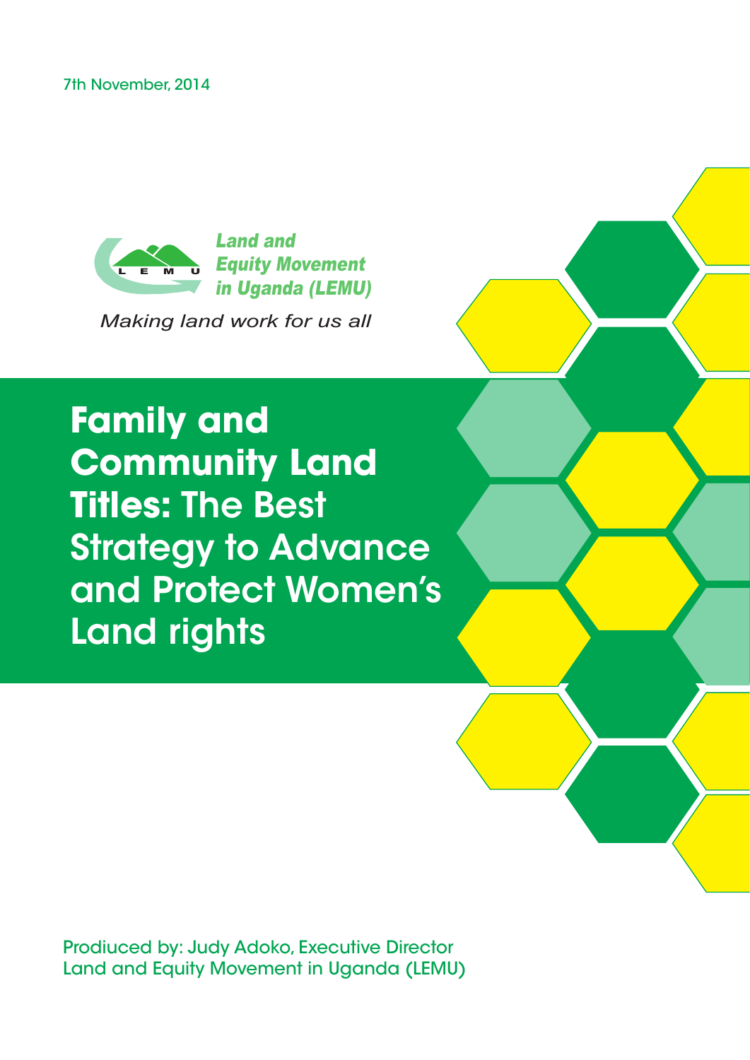7th November, 2014

**Land and Equity Movement in Uganda (LEMU)**

*Making land work for us all*

# Family and Community Land Titles: The Best Strategy to Advance and Protect Women's Land rights

Prodiuced by: Judy Adoko, Executive Director
Land and Equity Movement in Uganda (LEMU)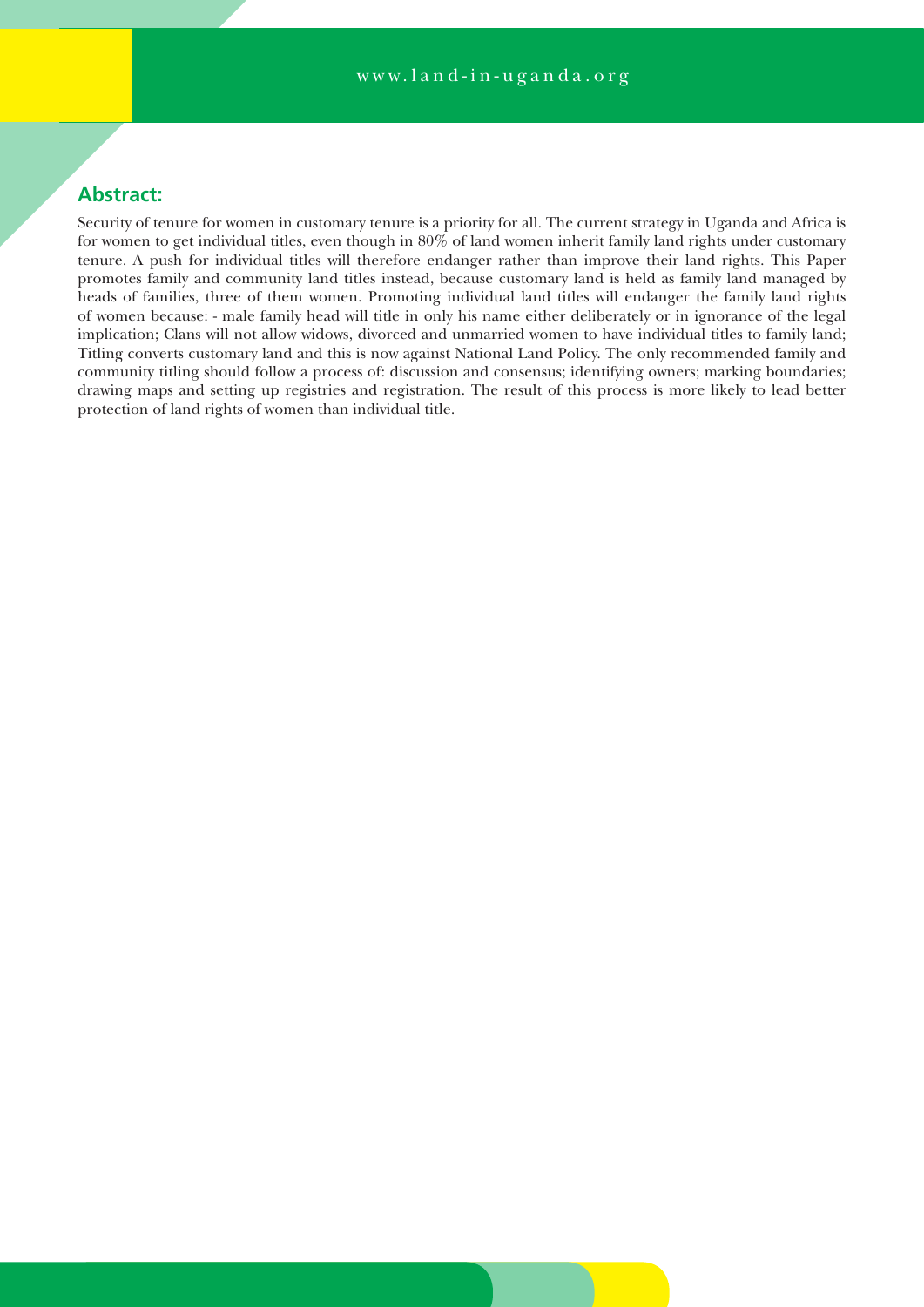## Abstract:

Security of tenure for women in customary tenure is a priority for all. The current strategy in Uganda and Africa is for women to get individual titles, even though in 80% of land women inherit family land rights under customary tenure. A push for individual titles will therefore endanger rather than improve their land rights. This Paper promotes family and community land titles instead, because customary land is held as family land managed by heads of families, three of them women. Promoting individual land titles will endanger the family land rights of women because: - male family head will title in only his name either deliberately or in ignorance of the legal implication; Clans will not allow widows, divorced and unmarried women to have individual titles to family land; Titling converts customary land and this is now against National Land Policy. The only recommended family and community titling should follow a process of: discussion and consensus; identifying owners; marking boundaries; drawing maps and setting up registries and registration. The result of this process is more likely to lead better protection of land rights of women than individual title.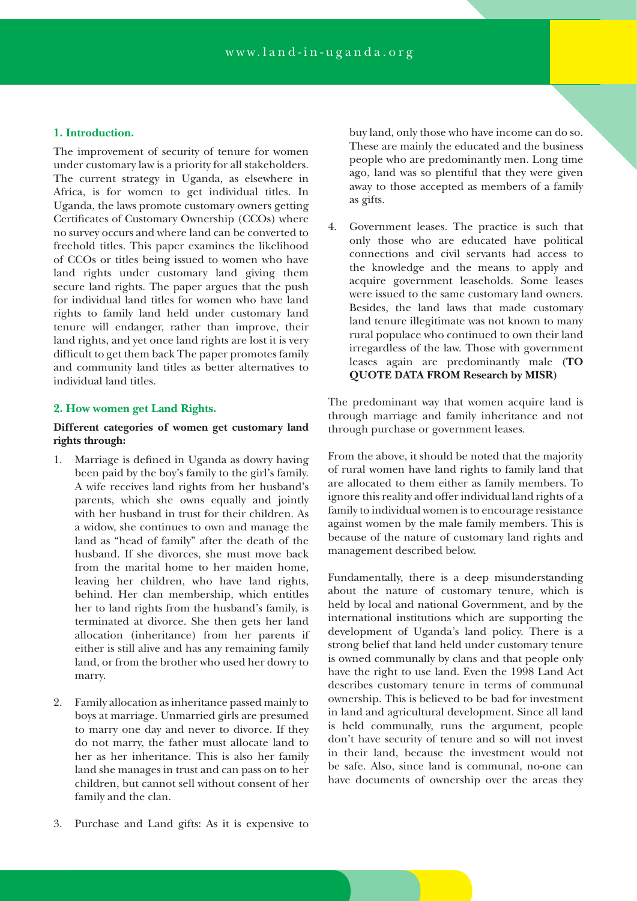### 1. Introduction.

The improvement of security of tenure for women under customary law is a priority for all stakeholders. The current strategy in Uganda, as elsewhere in Africa, is for women to get individual titles. In Uganda, the laws promote customary owners getting Certificates of Customary Ownership (CCOs) where no survey occurs and where land can be converted to freehold titles. This paper examines the likelihood of CCOs or titles being issued to women who have land rights under customary land giving them secure land rights. The paper argues that the push for individual land titles for women who have land rights to family land held under customary land tenure will endanger, rather than improve, their land rights, and yet once land rights are lost it is very difficult to get them back The paper promotes family and community land titles as better alternatives to individual land titles.

### 2. How women get Land Rights.

**Different categories of women get customary land rights through:**

1. Marriage is defined in Uganda as dowry having been paid by the boy's family to the girl's family. A wife receives land rights from her husband's parents, which she owns equally and jointly with her husband in trust for their children. As a widow, she continues to own and manage the land as "head of family" after the death of the husband. If she divorces, she must move back from the marital home to her maiden home, leaving her children, who have land rights, behind. Her clan membership, which entitles her to land rights from the husband's family, is terminated at divorce. She then gets her land allocation (inheritance) from her parents if either is still alive and has any remaining family land, or from the brother who used her dowry to marry.

2. Family allocation as inheritance passed mainly to boys at marriage. Unmarried girls are presumed to marry one day and never to divorce. If they do not marry, the father must allocate land to her as her inheritance. This is also her family land she manages in trust and can pass on to her children, but cannot sell without consent of her family and the clan.

3. Purchase and Land gifts: As it is expensive to buy land, only those who have income can do so. These are mainly the educated and the business people who are predominantly men. Long time ago, land was so plentiful that they were given away to those accepted as members of a family as gifts.

4. Government leases. The practice is such that only those who are educated have political connections and civil servants had access to the knowledge and the means to apply and acquire government leaseholds. Some leases were issued to the same customary land owners. Besides, the land laws that made customary land tenure illegitimate was not known to many rural populace who continued to own their land irregardless of the law. Those with government leases again are predominantly male **(TO QUOTE DATA FROM Research by MISR)**

The predominant way that women acquire land is through marriage and family inheritance and not through purchase or government leases.

From the above, it should be noted that the majority of rural women have land rights to family land that are allocated to them either as family members. To ignore this reality and offer individual land rights of a family to individual women is to encourage resistance against women by the male family members. This is because of the nature of customary land rights and management described below.

Fundamentally, there is a deep misunderstanding about the nature of customary tenure, which is held by local and national Government, and by the international institutions which are supporting the development of Uganda's land policy. There is a strong belief that land held under customary tenure is owned communally by clans and that people only have the right to use land. Even the 1998 Land Act describes customary tenure in terms of communal ownership. This is believed to be bad for investment in land and agricultural development. Since all land is held communally, runs the argument, people don't have security of tenure and so will not invest in their land, because the investment would not be safe. Also, since land is communal, no-one can have documents of ownership over the areas they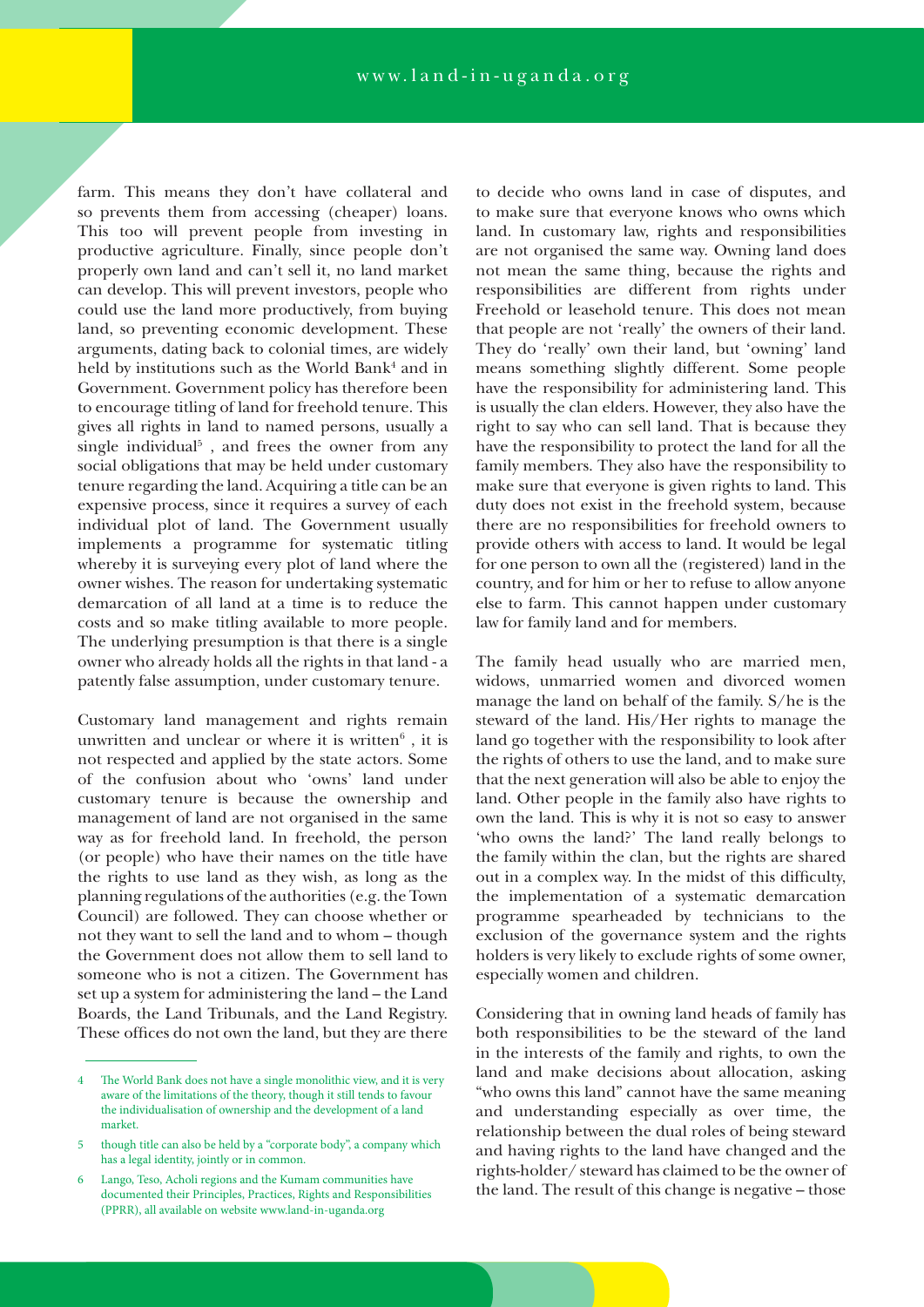farm. This means they don't have collateral and so prevents them from accessing (cheaper) loans. This too will prevent people from investing in productive agriculture. Finally, since people don't properly own land and can't sell it, no land market can develop. This will prevent investors, people who could use the land more productively, from buying land, so preventing economic development. These arguments, dating back to colonial times, are widely held by institutions such as the World Bank[4] and in Government. Government policy has therefore been to encourage titling of land for freehold tenure. This gives all rights in land to named persons, usually a single individual[5] , and frees the owner from any social obligations that may be held under customary tenure regarding the land. Acquiring a title can be an expensive process, since it requires a survey of each individual plot of land. The Government usually implements a programme for systematic titling whereby it is surveying every plot of land where the owner wishes. The reason for undertaking systematic demarcation of all land at a time is to reduce the costs and so make titling available to more people. The underlying presumption is that there is a single owner who already holds all the rights in that land - a patently false assumption, under customary tenure.

Customary land management and rights remain unwritten and unclear or where it is written[6] , it is not respected and applied by the state actors. Some of the confusion about who 'owns' land under customary tenure is because the ownership and management of land are not organised in the same way as for freehold land. In freehold, the person (or people) who have their names on the title have the rights to use land as they wish, as long as the planning regulations of the authorities (e.g. the Town Council) are followed. They can choose whether or not they want to sell the land and to whom – though the Government does not allow them to sell land to someone who is not a citizen. The Government has set up a system for administering the land – the Land Boards, the Land Tribunals, and the Land Registry. These offices do not own the land, but they are there to decide who owns land in case of disputes, and to make sure that everyone knows who owns which land. In customary law, rights and responsibilities are not organised the same way. Owning land does not mean the same thing, because the rights and responsibilities are different from rights under Freehold or leasehold tenure. This does not mean that people are not 'really' the owners of their land. They do 'really' own their land, but 'owning' land means something slightly different. Some people have the responsibility for administering land. This is usually the clan elders. However, they also have the right to say who can sell land. That is because they have the responsibility to protect the land for all the family members. They also have the responsibility to make sure that everyone is given rights to land. This duty does not exist in the freehold system, because there are no responsibilities for freehold owners to provide others with access to land. It would be legal for one person to own all the (registered) land in the country, and for him or her to refuse to allow anyone else to farm. This cannot happen under customary law for family land and for members.

The family head usually who are married men, widows, unmarried women and divorced women manage the land on behalf of the family. S/he is the steward of the land. His/Her rights to manage the land go together with the responsibility to look after the rights of others to use the land, and to make sure that the next generation will also be able to enjoy the land. Other people in the family also have rights to own the land. This is why it is not so easy to answer 'who owns the land?' The land really belongs to the family within the clan, but the rights are shared out in a complex way. In the midst of this difficulty, the implementation of a systematic demarcation programme spearheaded by technicians to the exclusion of the governance system and the rights holders is very likely to exclude rights of some owner, especially women and children.

Considering that in owning land heads of family has both responsibilities to be the steward of the land in the interests of the family and rights, to own the land and make decisions about allocation, asking "who owns this land" cannot have the same meaning and understanding especially as over time, the relationship between the dual roles of being steward and having rights to the land have changed and the rights-holder/ steward has claimed to be the owner of the land. The result of this change is negative – those

---

4 The World Bank does not have a single monolithic view, and it is very aware of the limitations of the theory, though it still tends to favour the individualisation of ownership and the development of a land market.

5 though title can also be held by a "corporate body", a company which has a legal identity, jointly or in common.

6 Lango, Teso, Acholi regions and the Kumam communities have documented their Principles, Practices, Rights and Responsibilities (PPRR), all available on website www.land-in-uganda.org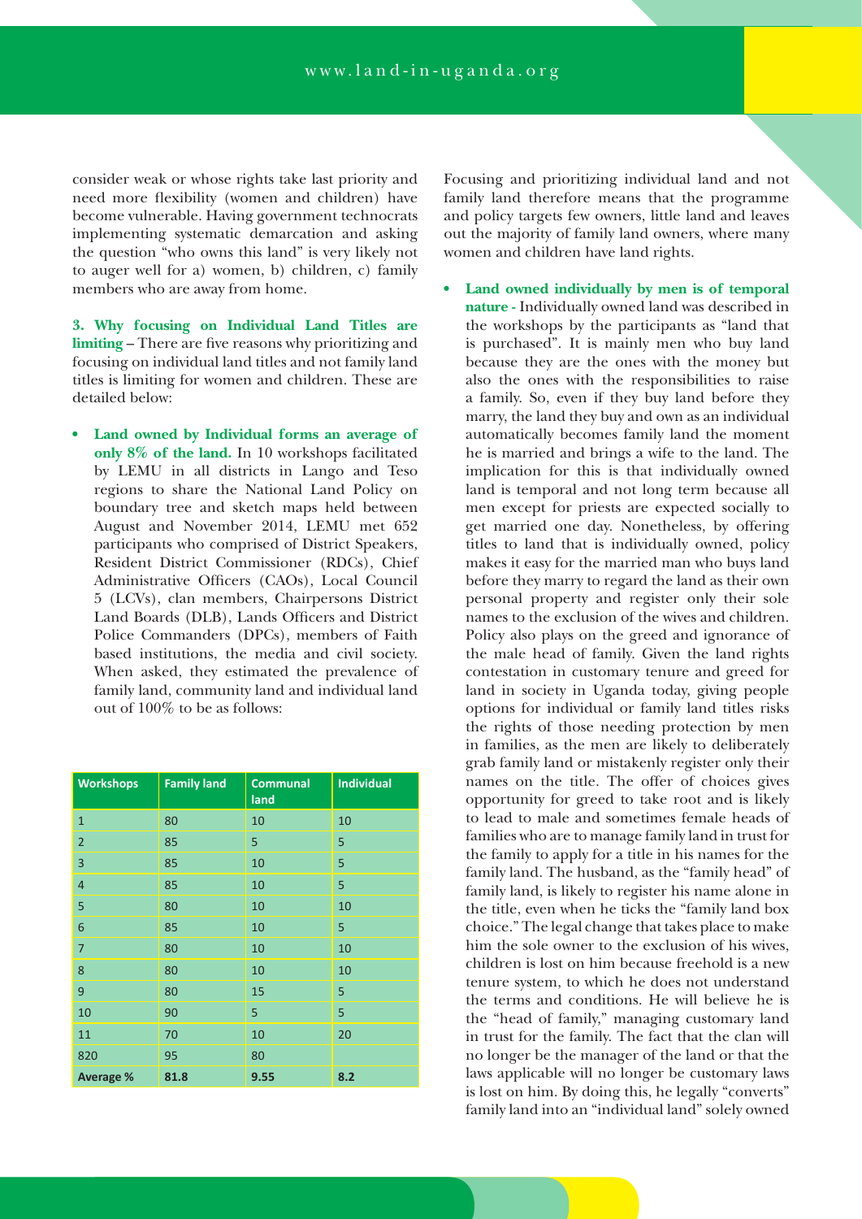consider weak or whose rights take last priority and need more flexibility (women and children) have become vulnerable. Having government technocrats implementing systematic demarcation and asking the question "who owns this land" is very likely not to auger well for a) women, b) children, c) family members who are away from home.

**3. Why focusing on Individual Land Titles are limiting** – There are five reasons why prioritizing and focusing on individual land titles and not family land titles is limiting for women and children. These are detailed below:

- **Land owned by Individual forms an average of only 8% of the land.** In 10 workshops facilitated by LEMU in all districts in Lango and Teso regions to share the National Land Policy on boundary tree and sketch maps held between August and November 2014, LEMU met 652 participants who comprised of District Speakers, Resident District Commissioner (RDCs), Chief Administrative Officers (CAOs), Local Council 5 (LCVs), clan members, Chairpersons District Land Boards (DLB), Lands Officers and District Police Commanders (DPCs), members of Faith based institutions, the media and civil society. When asked, they estimated the prevalence of family land, community land and individual land out of 100% to be as follows:

| Workshops | Family land | Communal land | Individual |
|---|---|---|---|
| 1 | 80 | 10 | 10 |
| 2 | 85 | 5 | 5 |
| 3 | 85 | 10 | 5 |
| 4 | 85 | 10 | 5 |
| 5 | 80 | 10 | 10 |
| 6 | 85 | 10 | 5 |
| 7 | 80 | 10 | 10 |
| 8 | 80 | 10 | 10 |
| 9 | 80 | 15 | 5 |
| 10 | 90 | 5 | 5 |
| 11 | 70 | 10 | 20 |
| 820 | 95 | 80 | |
| **Average %** | **81.8** | **9.55** | **8.2** |

Focusing and prioritizing individual land and not family land therefore means that the programme and policy targets few owners, little land and leaves out the majority of family land owners, where many women and children have land rights.

- **Land owned individually by men is of temporal nature -** Individually owned land was described in the workshops by the participants as "land that is purchased". It is mainly men who buy land because they are the ones with the money but also the ones with the responsibilities to raise a family. So, even if they buy land before they marry, the land they buy and own as an individual automatically becomes family land the moment he is married and brings a wife to the land. The implication for this is that individually owned land is temporal and not long term because all men except for priests are expected socially to get married one day. Nonetheless, by offering titles to land that is individually owned, policy makes it easy for the married man who buys land before they marry to regard the land as their own personal property and register only their sole names to the exclusion of the wives and children. Policy also plays on the greed and ignorance of the male head of family. Given the land rights contestation in customary tenure and greed for land in society in Uganda today, giving people options for individual or family land titles risks the rights of those needing protection by men in families, as the men are likely to deliberately grab family land or mistakenly register only their names on the title. The offer of choices gives opportunity for greed to take root and is likely to lead to male and sometimes female heads of families who are to manage family land in trust for the family to apply for a title in his names for the family land. The husband, as the "family head" of family land, is likely to register his name alone in the title, even when he ticks the "family land box choice." The legal change that takes place to make him the sole owner to the exclusion of his wives, children is lost on him because freehold is a new tenure system, to which he does not understand the terms and conditions. He will believe he is the "head of family," managing customary land in trust for the family. The fact that the clan will no longer be the manager of the land or that the laws applicable will no longer be customary laws is lost on him. By doing this, he legally "converts" family land into an "individual land" solely owned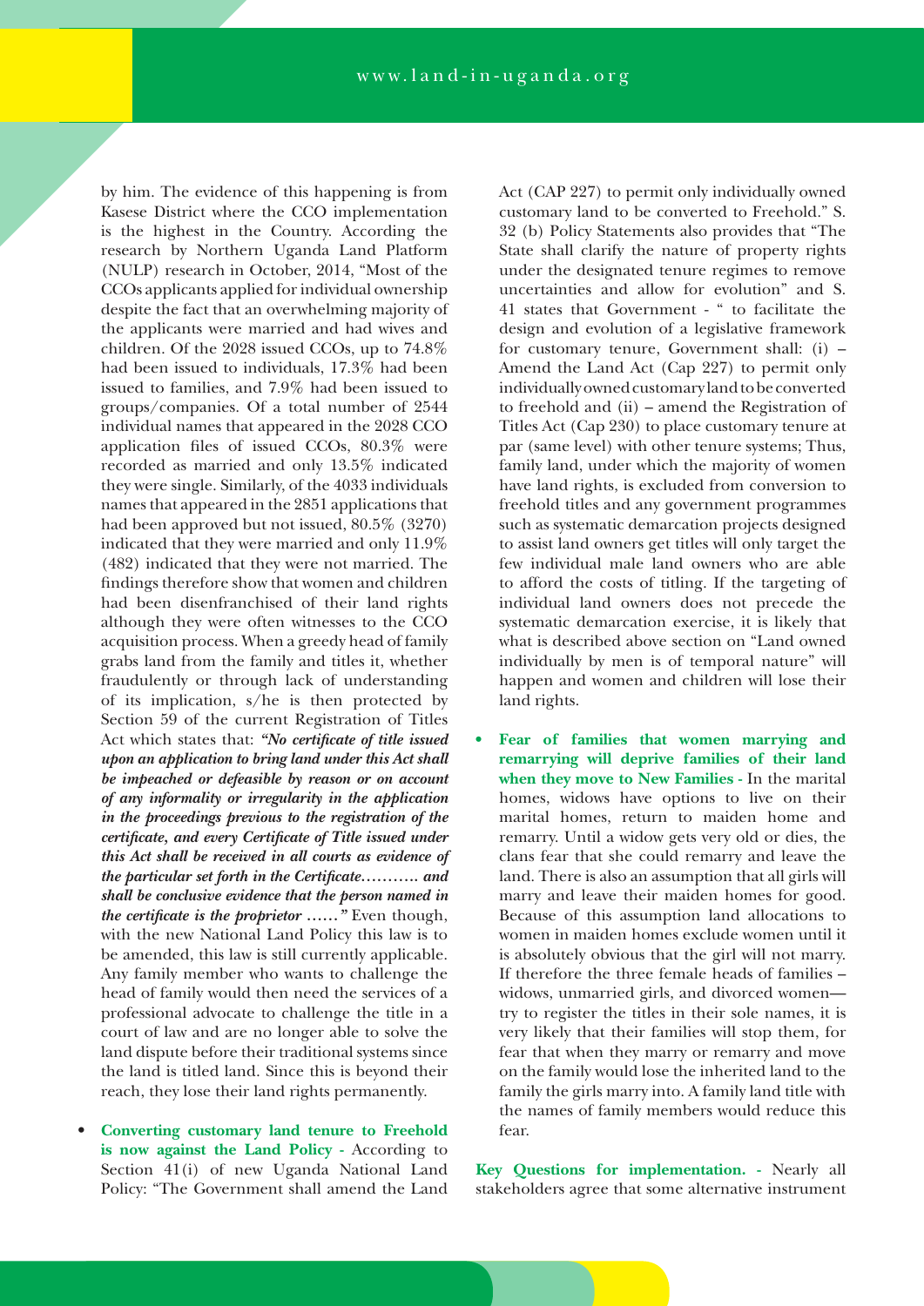by him. The evidence of this happening is from Kasese District where the CCO implementation is the highest in the Country. According the research by Northern Uganda Land Platform (NULP) research in October, 2014, "Most of the CCOs applicants applied for individual ownership despite the fact that an overwhelming majority of the applicants were married and had wives and children. Of the 2028 issued CCOs, up to 74.8% had been issued to individuals, 17.3% had been issued to families, and 7.9% had been issued to groups/companies. Of a total number of 2544 individual names that appeared in the 2028 CCO application files of issued CCOs, 80.3% were recorded as married and only 13.5% indicated they were single. Similarly, of the 4033 individuals names that appeared in the 2851 applications that had been approved but not issued, 80.5% (3270) indicated that they were married and only 11.9% (482) indicated that they were not married. The findings therefore show that women and children had been disenfranchised of their land rights although they were often witnesses to the CCO acquisition process. When a greedy head of family grabs land from the family and titles it, whether fraudulently or through lack of understanding of its implication, s/he is then protected by Section 59 of the current Registration of Titles Act which states that: ***"No certificate of title issued upon an application to bring land under this Act shall be impeached or defeasible by reason or on account of any informality or irregularity in the application in the proceedings previous to the registration of the certificate, and every Certificate of Title issued under this Act shall be received in all courts as evidence of the particular set forth in the Certificate……….. and shall be conclusive evidence that the person named in the certificate is the proprietor ……"*** Even though, with the new National Land Policy this law is to be amended, this law is still currently applicable. Any family member who wants to challenge the head of family would then need the services of a professional advocate to challenge the title in a court of law and are no longer able to solve the land dispute before their traditional systems since the land is titled land. Since this is beyond their reach, they lose their land rights permanently.

- **Converting customary land tenure to Freehold is now against the Land Policy -** According to Section 41(i) of new Uganda National Land Policy: "The Government shall amend the Land Act (CAP 227) to permit only individually owned customary land to be converted to Freehold." S. 32 (b) Policy Statements also provides that "The State shall clarify the nature of property rights under the designated tenure regimes to remove uncertainties and allow for evolution" and S. 41 states that Government - " to facilitate the design and evolution of a legislative framework for customary tenure, Government shall: (i) – Amend the Land Act (Cap 227) to permit only individually owned customary land to be converted to freehold and (ii) – amend the Registration of Titles Act (Cap 230) to place customary tenure at par (same level) with other tenure systems; Thus, family land, under which the majority of women have land rights, is excluded from conversion to freehold titles and any government programmes such as systematic demarcation projects designed to assist land owners get titles will only target the few individual male land owners who are able to afford the costs of titling. If the targeting of individual land owners does not precede the systematic demarcation exercise, it is likely that what is described above section on "Land owned individually by men is of temporal nature" will happen and women and children will lose their land rights.

- **Fear of families that women marrying and remarrying will deprive families of their land when they move to New Families -** In the marital homes, widows have options to live on their marital homes, return to maiden home and remarry. Until a widow gets very old or dies, the clans fear that she could remarry and leave the land. There is also an assumption that all girls will marry and leave their maiden homes for good. Because of this assumption land allocations to women in maiden homes exclude women until it is absolutely obvious that the girl will not marry. If therefore the three female heads of families – widows, unmarried girls, and divorced women— try to register the titles in their sole names, it is very likely that their families will stop them, for fear that when they marry or remarry and move on the family would lose the inherited land to the family the girls marry into. A family land title with the names of family members would reduce this fear.

**Key Questions for implementation. -** Nearly all stakeholders agree that some alternative instrument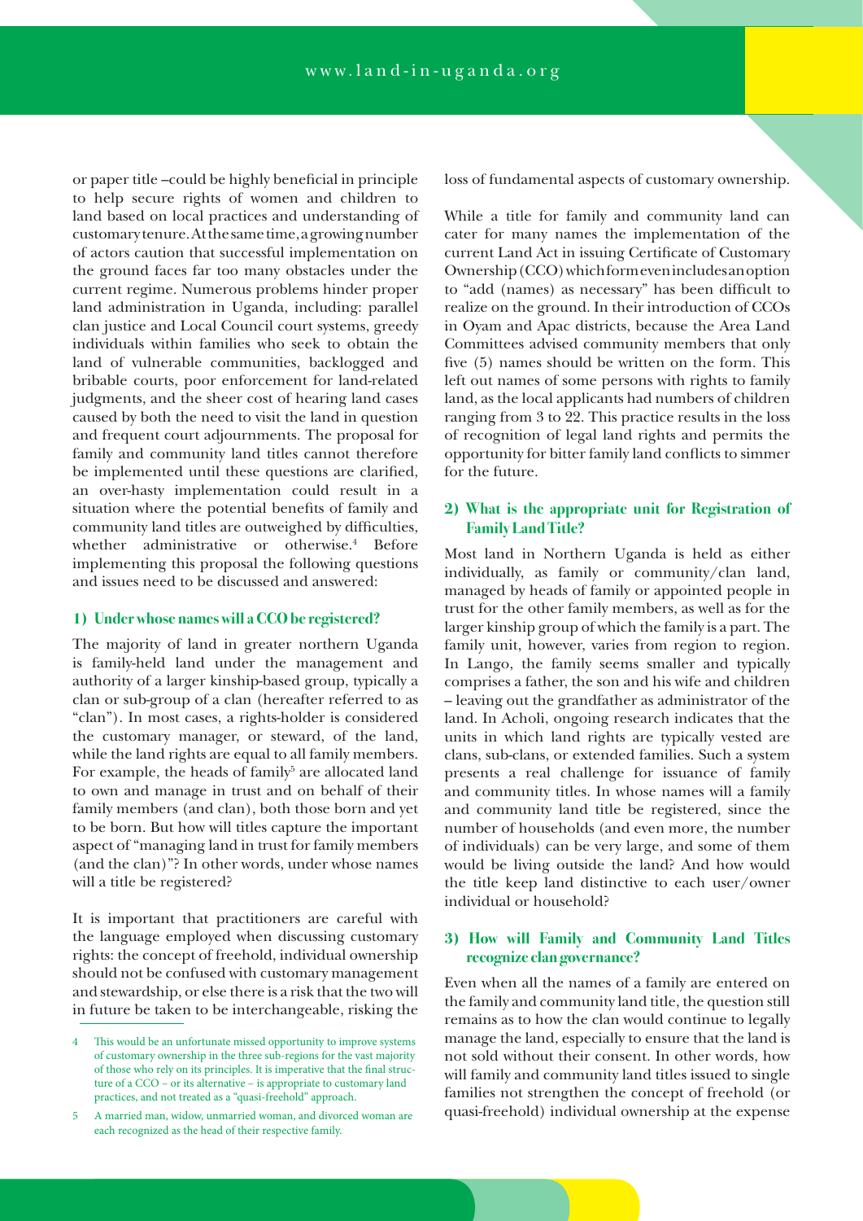or paper title –could be highly beneficial in principle to help secure rights of women and children to land based on local practices and understanding of customary tenure. At the same time, a growing number of actors caution that successful implementation on the ground faces far too many obstacles under the current regime. Numerous problems hinder proper land administration in Uganda, including: parallel clan justice and Local Council court systems, greedy individuals within families who seek to obtain the land of vulnerable communities, backlogged and bribable courts, poor enforcement for land-related judgments, and the sheer cost of hearing land cases caused by both the need to visit the land in question and frequent court adjournments. The proposal for family and community land titles cannot therefore be implemented until these questions are clarified, an over-hasty implementation could result in a situation where the potential benefits of family and community land titles are outweighed by difficulties, whether administrative or otherwise.[4] Before implementing this proposal the following questions and issues need to be discussed and answered:

### 1) Under whose names will a CCO be registered?

The majority of land in greater northern Uganda is family-held land under the management and authority of a larger kinship-based group, typically a clan or sub-group of a clan (hereafter referred to as "clan"). In most cases, a rights-holder is considered the customary manager, or steward, of the land, while the land rights are equal to all family members. For example, the heads of family[5] are allocated land to own and manage in trust and on behalf of their family members (and clan), both those born and yet to be born. But how will titles capture the important aspect of "managing land in trust for family members (and the clan)"? In other words, under whose names will a title be registered?

It is important that practitioners are careful with the language employed when discussing customary rights: the concept of freehold, individual ownership should not be confused with customary management and stewardship, or else there is a risk that the two will in future be taken to be interchangeable, risking the loss of fundamental aspects of customary ownership.

While a title for family and community land can cater for many names the implementation of the current Land Act in issuing Certificate of Customary Ownership (CCO) which form even includes an option to "add (names) as necessary" has been difficult to realize on the ground. In their introduction of CCOs in Oyam and Apac districts, because the Area Land Committees advised community members that only five (5) names should be written on the form. This left out names of some persons with rights to family land, as the local applicants had numbers of children ranging from 3 to 22. This practice results in the loss of recognition of legal land rights and permits the opportunity for bitter family land conflicts to simmer for the future.

### 2) What is the appropriate unit for Registration of Family Land Title?

Most land in Northern Uganda is held as either individually, as family or community/clan land, managed by heads of family or appointed people in trust for the other family members, as well as for the larger kinship group of which the family is a part. The family unit, however, varies from region to region. In Lango, the family seems smaller and typically comprises a father, the son and his wife and children – leaving out the grandfather as administrator of the land. In Acholi, ongoing research indicates that the units in which land rights are typically vested are clans, sub-clans, or extended families. Such a system presents a real challenge for issuance of family and community titles. In whose names will a family and community land title be registered, since the number of households (and even more, the number of individuals) can be very large, and some of them would be living outside the land? And how would the title keep land distinctive to each user/owner individual or household?

### 3) How will Family and Community Land Titles recognize clan governance?

Even when all the names of a family are entered on the family and community land title, the question still remains as to how the clan would continue to legally manage the land, especially to ensure that the land is not sold without their consent. In other words, how will family and community land titles issued to single families not strengthen the concept of freehold (or quasi-freehold) individual ownership at the expense

---

4 This would be an unfortunate missed opportunity to improve systems of customary ownership in the three sub-regions for the vast majority of those who rely on its principles. It is imperative that the final structure of a CCO – or its alternative – is appropriate to customary land practices, and not treated as a "quasi-freehold" approach.

5 A married man, widow, unmarried woman, and divorced woman are each recognized as the head of their respective family.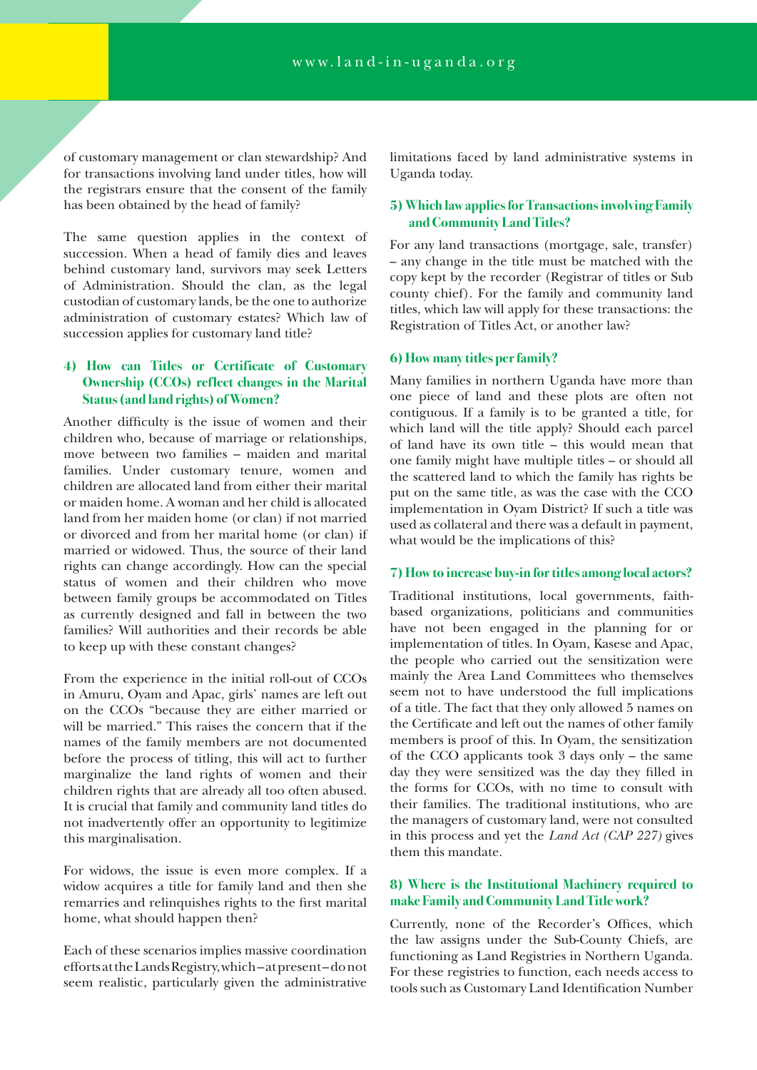of customary management or clan stewardship? And for transactions involving land under titles, how will the registrars ensure that the consent of the family has been obtained by the head of family?

The same question applies in the context of succession. When a head of family dies and leaves behind customary land, survivors may seek Letters of Administration. Should the clan, as the legal custodian of customary lands, be the one to authorize administration of customary estates? Which law of succession applies for customary land title?

### 4) How can Titles or Certificate of Customary Ownership (CCOs) reflect changes in the Marital Status (and land rights) of Women?

Another difficulty is the issue of women and their children who, because of marriage or relationships, move between two families – maiden and marital families. Under customary tenure, women and children are allocated land from either their marital or maiden home. A woman and her child is allocated land from her maiden home (or clan) if not married or divorced and from her marital home (or clan) if married or widowed. Thus, the source of their land rights can change accordingly. How can the special status of women and their children who move between family groups be accommodated on Titles as currently designed and fall in between the two families? Will authorities and their records be able to keep up with these constant changes?

From the experience in the initial roll-out of CCOs in Amuru, Oyam and Apac, girls' names are left out on the CCOs "because they are either married or will be married." This raises the concern that if the names of the family members are not documented before the process of titling, this will act to further marginalize the land rights of women and their children rights that are already all too often abused. It is crucial that family and community land titles do not inadvertently offer an opportunity to legitimize this marginalisation.

For widows, the issue is even more complex. If a widow acquires a title for family land and then she remarries and relinquishes rights to the first marital home, what should happen then?

Each of these scenarios implies massive coordination efforts at the Lands Registry, which – at present – do not seem realistic, particularly given the administrative limitations faced by land administrative systems in Uganda today.

### 5) Which law applies for Transactions involving Family and Community Land Titles?

For any land transactions (mortgage, sale, transfer) – any change in the title must be matched with the copy kept by the recorder (Registrar of titles or Sub county chief). For the family and community land titles, which law will apply for these transactions: the Registration of Titles Act, or another law?

### 6) How many titles per family?

Many families in northern Uganda have more than one piece of land and these plots are often not contiguous. If a family is to be granted a title, for which land will the title apply? Should each parcel of land have its own title – this would mean that one family might have multiple titles – or should all the scattered land to which the family has rights be put on the same title, as was the case with the CCO implementation in Oyam District? If such a title was used as collateral and there was a default in payment, what would be the implications of this?

### 7) How to increase buy-in for titles among local actors?

Traditional institutions, local governments, faith-based organizations, politicians and communities have not been engaged in the planning for or implementation of titles. In Oyam, Kasese and Apac, the people who carried out the sensitization were mainly the Area Land Committees who themselves seem not to have understood the full implications of a title. The fact that they only allowed 5 names on the Certificate and left out the names of other family members is proof of this. In Oyam, the sensitization of the CCO applicants took 3 days only – the same day they were sensitized was the day they filled in the forms for CCOs, with no time to consult with their families. The traditional institutions, who are the managers of customary land, were not consulted in this process and yet the *Land Act (CAP 227)* gives them this mandate.

### 8) Where is the Institutional Machinery required to make Family and Community Land Title work?

Currently, none of the Recorder's Offices, which the law assigns under the Sub-County Chiefs, are functioning as Land Registries in Northern Uganda. For these registries to function, each needs access to tools such as Customary Land Identification Number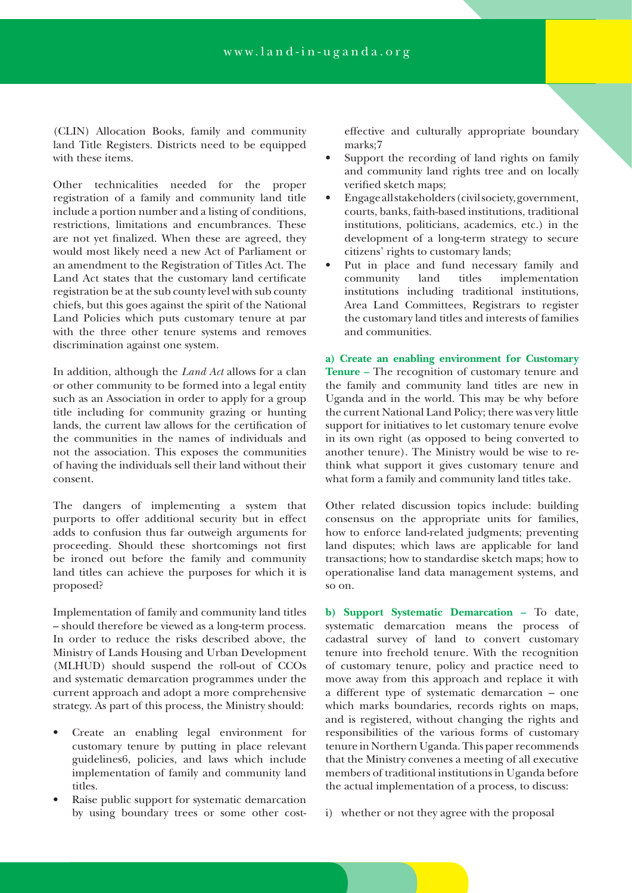(CLIN) Allocation Books, family and community land Title Registers. Districts need to be equipped with these items.

Other technicalities needed for the proper registration of a family and community land title include a portion number and a listing of conditions, restrictions, limitations and encumbrances. These are not yet finalized. When these are agreed, they would most likely need a new Act of Parliament or an amendment to the Registration of Titles Act. The Land Act states that the customary land certificate registration be at the sub county level with sub county chiefs, but this goes against the spirit of the National Land Policies which puts customary tenure at par with the three other tenure systems and removes discrimination against one system.

In addition, although the *Land Act* allows for a clan or other community to be formed into a legal entity such as an Association in order to apply for a group title including for community grazing or hunting lands, the current law allows for the certification of the communities in the names of individuals and not the association. This exposes the communities of having the individuals sell their land without their consent.

The dangers of implementing a system that purports to offer additional security but in effect adds to confusion thus far outweigh arguments for proceeding. Should these shortcomings not first be ironed out before the family and community land titles can achieve the purposes for which it is proposed?

Implementation of family and community land titles – should therefore be viewed as a long-term process. In order to reduce the risks described above, the Ministry of Lands Housing and Urban Development (MLHUD) should suspend the roll-out of CCOs and systematic demarcation programmes under the current approach and adopt a more comprehensive strategy. As part of this process, the Ministry should:

- Create an enabling legal environment for customary tenure by putting in place relevant guidelines6, policies, and laws which include implementation of family and community land titles.
- Raise public support for systematic demarcation by using boundary trees or some other cost-effective and culturally appropriate boundary marks;7
- Support the recording of land rights on family and community land rights tree and on locally verified sketch maps;
- Engage all stakeholders (civil society, government, courts, banks, faith-based institutions, traditional institutions, politicians, academics, etc.) in the development of a long-term strategy to secure citizens' rights to customary lands;
- Put in place and fund necessary family and community land titles implementation institutions including traditional institutions, Area Land Committees, Registrars to register the customary land titles and interests of families and communities.

**a) Create an enabling environment for Customary Tenure –** The recognition of customary tenure and the family and community land titles are new in Uganda and in the world. This may be why before the current National Land Policy; there was very little support for initiatives to let customary tenure evolve in its own right (as opposed to being converted to another tenure). The Ministry would be wise to re-think what support it gives customary tenure and what form a family and community land titles take.

Other related discussion topics include: building consensus on the appropriate units for families, how to enforce land-related judgments; preventing land disputes; which laws are applicable for land transactions; how to standardise sketch maps; how to operationalise land data management systems, and so on.

**b) Support Systematic Demarcation –** To date, systematic demarcation means the process of cadastral survey of land to convert customary tenure into freehold tenure. With the recognition of customary tenure, policy and practice need to move away from this approach and replace it with a different type of systematic demarcation – one which marks boundaries, records rights on maps, and is registered, without changing the rights and responsibilities of the various forms of customary tenure in Northern Uganda. This paper recommends that the Ministry convenes a meeting of all executive members of traditional institutions in Uganda before the actual implementation of a process, to discuss:

i) whether or not they agree with the proposal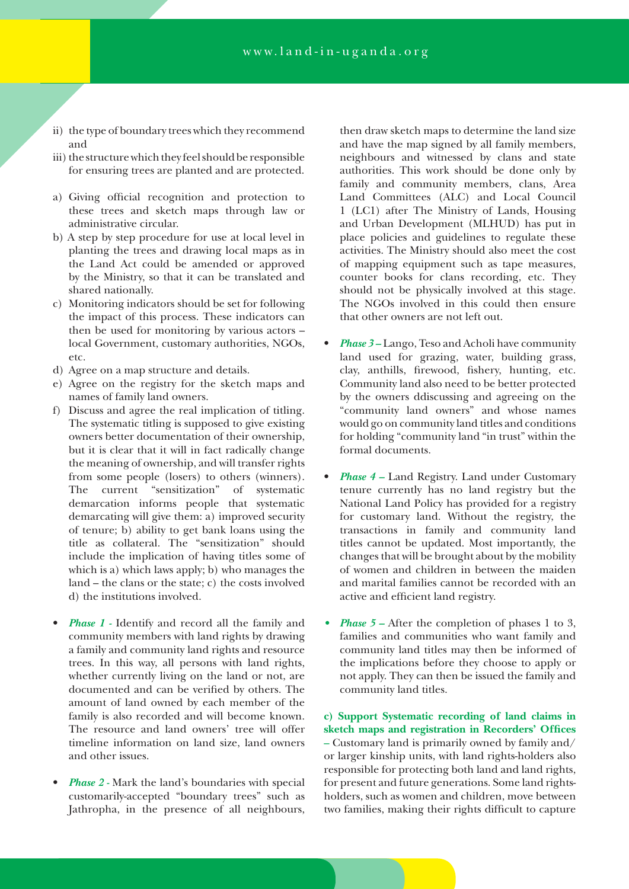ii) the type of boundary trees which they recommend and

iii) the structure which they feel should be responsible for ensuring trees are planted and are protected.

a) Giving official recognition and protection to these trees and sketch maps through law or administrative circular.

b) A step by step procedure for use at local level in planting the trees and drawing local maps as in the Land Act could be amended or approved by the Ministry, so that it can be translated and shared nationally.

c) Monitoring indicators should be set for following the impact of this process. These indicators can then be used for monitoring by various actors – local Government, customary authorities, NGOs, etc.

d) Agree on a map structure and details.

e) Agree on the registry for the sketch maps and names of family land owners.

f) Discuss and agree the real implication of titling. The systematic titling is supposed to give existing owners better documentation of their ownership, but it is clear that it will in fact radically change the meaning of ownership, and will transfer rights from some people (losers) to others (winners). The current "sensitization" of systematic demarcation informs people that systematic demarcating will give them: a) improved security of tenure; b) ability to get bank loans using the title as collateral. The "sensitization" should include the implication of having titles some of which is a) which laws apply; b) who manages the land – the clans or the state; c) the costs involved d) the institutions involved.

- *Phase 1* - Identify and record all the family and community members with land rights by drawing a family and community land rights and resource trees. In this way, all persons with land rights, whether currently living on the land or not, are documented and can be verified by others. The amount of land owned by each member of the family is also recorded and will become known. The resource and land owners' tree will offer timeline information on land size, land owners and other issues.

- *Phase 2* - Mark the land's boundaries with special customarily-accepted "boundary trees" such as Jathropha, in the presence of all neighbours, then draw sketch maps to determine the land size and have the map signed by all family members, neighbours and witnessed by clans and state authorities. This work should be done only by family and community members, clans, Area Land Committees (ALC) and Local Council 1 (LC1) after The Ministry of Lands, Housing and Urban Development (MLHUD) has put in place policies and guidelines to regulate these activities. The Ministry should also meet the cost of mapping equipment such as tape measures, counter books for clans recording, etc. They should not be physically involved at this stage. The NGOs involved in this could then ensure that other owners are not left out.

- *Phase 3* – Lango, Teso and Acholi have community land used for grazing, water, building grass, clay, anthills, firewood, fishery, hunting, etc. Community land also need to be better protected by the owners ddiscussing and agreeing on the "community land owners" and whose names would go on community land titles and conditions for holding "community land "in trust" within the formal documents.

- *Phase 4* – Land Registry. Land under Customary tenure currently has no land registry but the National Land Policy has provided for a registry for customary land. Without the registry, the transactions in family and community land titles cannot be updated. Most importantly, the changes that will be brought about by the mobility of women and children in between the maiden and marital families cannot be recorded with an active and efficient land registry.

- *Phase 5* – After the completion of phases 1 to 3, families and communities who want family and community land titles may then be informed of the implications before they choose to apply or not apply. They can then be issued the family and community land titles.

**c) Support Systematic recording of land claims in sketch maps and registration in Recorders' Offices** – Customary land is primarily owned by family and/or larger kinship units, with land rights-holders also responsible for protecting both land and land rights, for present and future generations. Some land rights-holders, such as women and children, move between two families, making their rights difficult to capture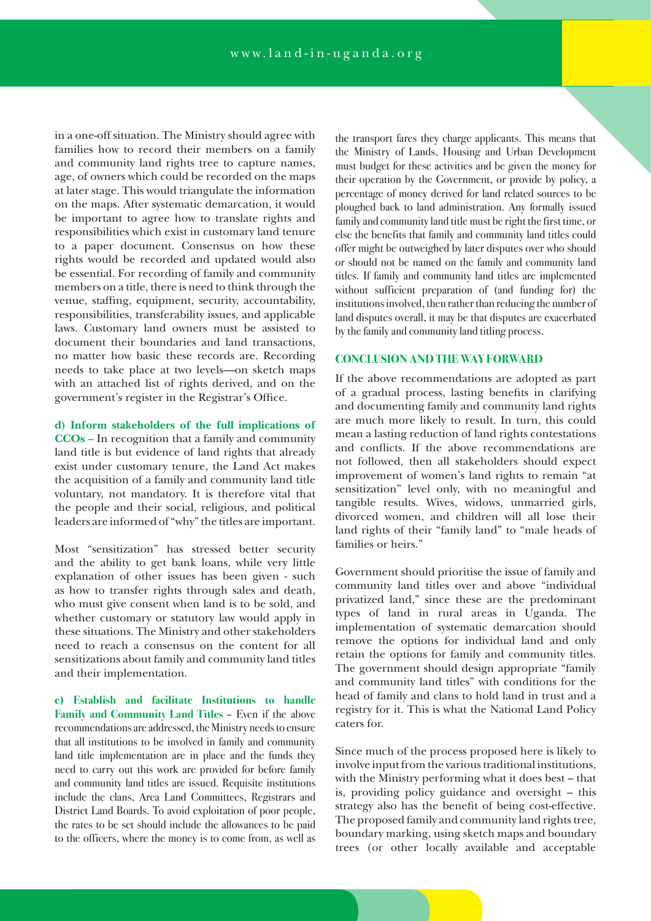in a one-off situation. The Ministry should agree with families how to record their members on a family and community land rights tree to capture names, age, of owners which could be recorded on the maps at later stage. This would triangulate the information on the maps. After systematic demarcation, it would be important to agree how to translate rights and responsibilities which exist in customary land tenure to a paper document. Consensus on how these rights would be recorded and updated would also be essential. For recording of family and community members on a title, there is need to think through the venue, staffing, equipment, security, accountability, responsibilities, transferability issues, and applicable laws. Customary land owners must be assisted to document their boundaries and land transactions, no matter how basic these records are. Recording needs to take place at two levels—on sketch maps with an attached list of rights derived, and on the government's register in the Registrar's Office.

**d) Inform stakeholders of the full implications of CCOs –** In recognition that a family and community land title is but evidence of land rights that already exist under customary tenure, the Land Act makes the acquisition of a family and community land title voluntary, not mandatory. It is therefore vital that the people and their social, religious, and political leaders are informed of "why" the titles are important.

Most "sensitization" has stressed better security and the ability to get bank loans, while very little explanation of other issues has been given - such as how to transfer rights through sales and death, who must give consent when land is to be sold, and whether customary or statutory law would apply in these situations. The Ministry and other stakeholders need to reach a consensus on the content for all sensitizations about family and community land titles and their implementation.

**e) Establish and facilitate Institutions to handle Family and Community Land Titles –** Even if the above recommendations are addressed, the Ministry needs to ensure that all institutions to be involved in family and community land title implementation are in place and the funds they need to carry out this work are provided for before family and community land titles are issued. Requisite institutions include the clans, Area Land Committees, Registrars and District Land Boards. To avoid exploitation of poor people, the rates to be set should include the allowances to be paid to the officers, where the money is to come from, as well as the transport fares they charge applicants. This means that the Ministry of Lands, Housing and Urban Development must budget for these activities and be given the money for their operation by the Government, or provide by policy, a percentage of money derived for land related sources to be ploughed back to land administration. Any formally issued family and community land title must be right the first time, or else the benefits that family and community land titles could offer might be outweighed by later disputes over who should or should not be named on the family and community land titles. If family and community land titles are implemented without sufficient preparation of (and funding for) the institutions involved, then rather than reducing the number of land disputes overall, it may be that disputes are exacerbated by the family and community land titling process.

## CONCLUSION AND THE WAY FORWARD

If the above recommendations are adopted as part of a gradual process, lasting benefits in clarifying and documenting family and community land rights are much more likely to result. In turn, this could mean a lasting reduction of land rights contestations and conflicts. If the above recommendations are not followed, then all stakeholders should expect improvement of women's land rights to remain "at sensitization" level only, with no meaningful and tangible results. Wives, widows, unmarried girls, divorced women, and children will all lose their land rights of their "family land" to "male heads of families or heirs."

Government should prioritise the issue of family and community land titles over and above "individual privatized land," since these are the predominant types of land in rural areas in Uganda. The implementation of systematic demarcation should remove the options for individual land and only retain the options for family and community titles. The government should design appropriate "family and community land titles" with conditions for the head of family and clans to hold land in trust and a registry for it. This is what the National Land Policy caters for.

Since much of the process proposed here is likely to involve input from the various traditional institutions, with the Ministry performing what it does best – that is, providing policy guidance and oversight – this strategy also has the benefit of being cost-effective. The proposed family and community land rights tree, boundary marking, using sketch maps and boundary trees (or other locally available and acceptable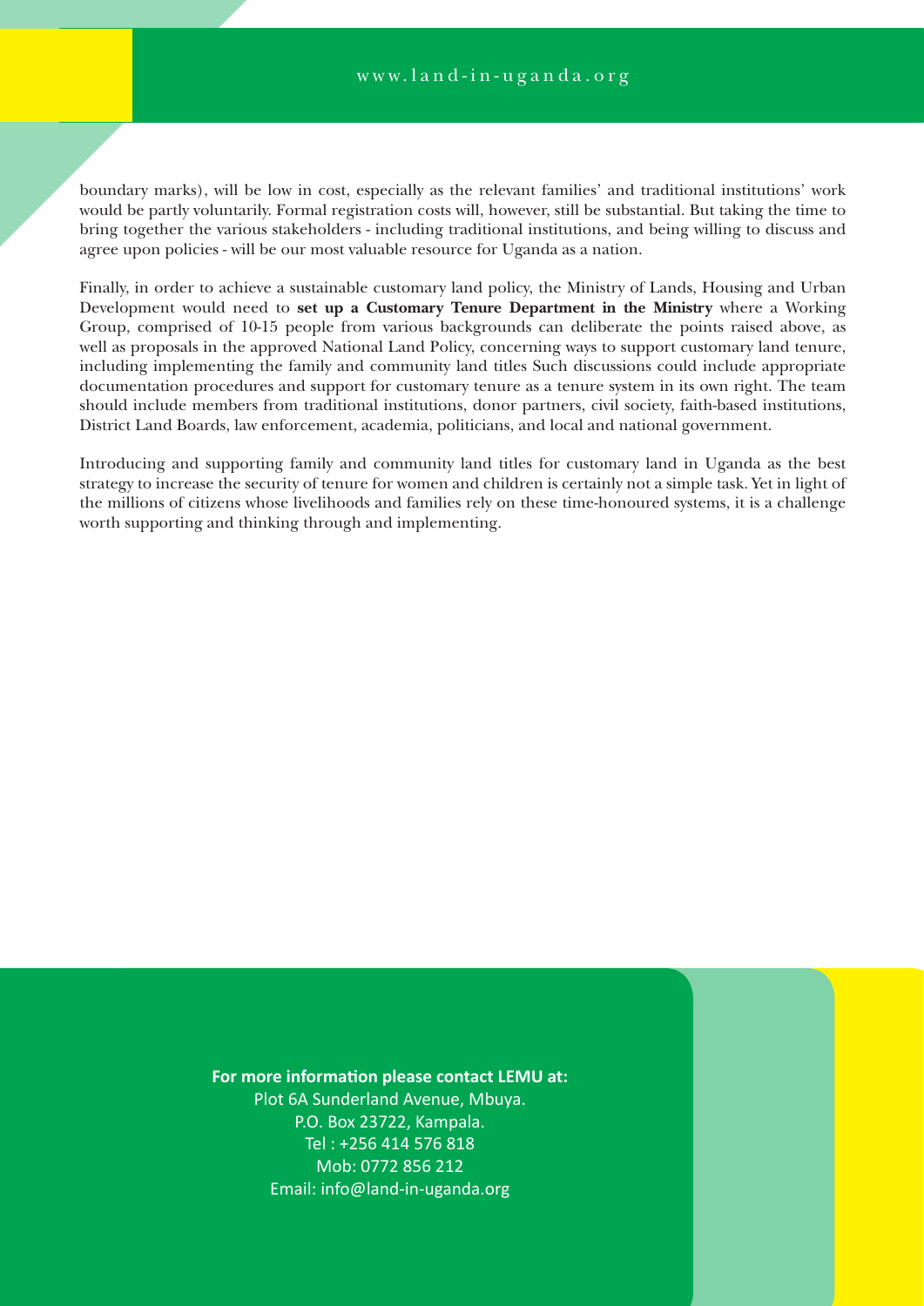boundary marks), will be low in cost, especially as the relevant families' and traditional institutions' work would be partly voluntarily. Formal registration costs will, however, still be substantial. But taking the time to bring together the various stakeholders - including traditional institutions, and being willing to discuss and agree upon policies - will be our most valuable resource for Uganda as a nation.

Finally, in order to achieve a sustainable customary land policy, the Ministry of Lands, Housing and Urban Development would need to **set up a Customary Tenure Department in the Ministry** where a Working Group, comprised of 10-15 people from various backgrounds can deliberate the points raised above, as well as proposals in the approved National Land Policy, concerning ways to support customary land tenure, including implementing the family and community land titles Such discussions could include appropriate documentation procedures and support for customary tenure as a tenure system in its own right. The team should include members from traditional institutions, donor partners, civil society, faith-based institutions, District Land Boards, law enforcement, academia, politicians, and local and national government.

Introducing and supporting family and community land titles for customary land in Uganda as the best strategy to increase the security of tenure for women and children is certainly not a simple task. Yet in light of the millions of citizens whose livelihoods and families rely on these time-honoured systems, it is a challenge worth supporting and thinking through and implementing.

**For more information please contact LEMU at:**
Plot 6A Sunderland Avenue, Mbuya.
P.O. Box 23722, Kampala.
Tel : +256 414 576 818
Mob: 0772 856 212
Email: info@land-in-uganda.org